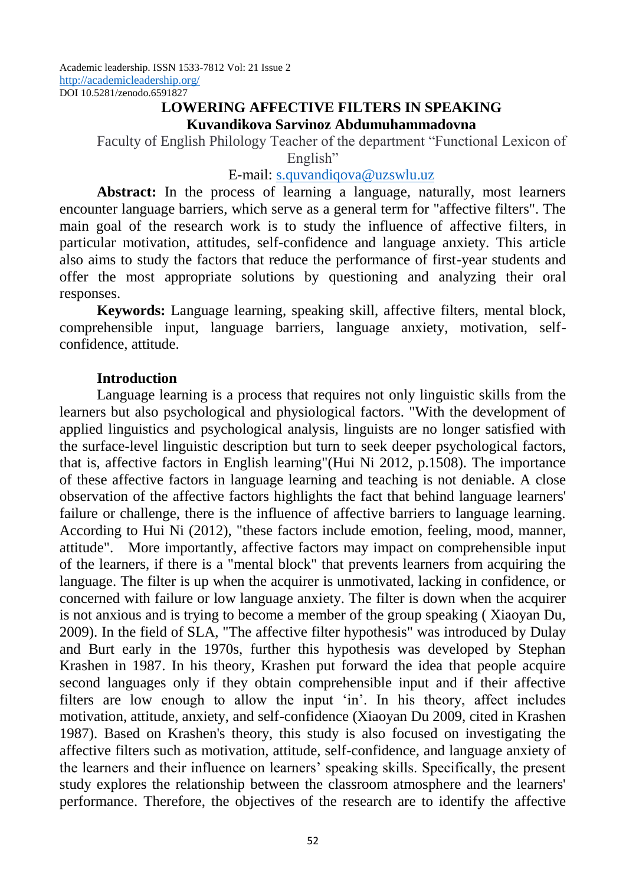Academic leadership. ISSN 1533-7812 Vol: 21 Issue 2
http://academicleadership.org/
DOI 10.5281/zenodo.6591827

# LOWERING AFFECTIVE FILTERS IN SPEAKING

**Kuvandikova Sarvinoz Abdumuhammadovna**

Faculty of English Philology Teacher of the department "Functional Lexicon of English"

E-mail: s.quvandiqova@uzswlu.uz

**Abstract:** In the process of learning a language, naturally, most learners encounter language barriers, which serve as a general term for "affective filters". The main goal of the research work is to study the influence of affective filters, in particular motivation, attitudes, self-confidence and language anxiety. This article also aims to study the factors that reduce the performance of first-year students and offer the most appropriate solutions by questioning and analyzing their oral responses.

**Keywords:** Language learning, speaking skill, affective filters, mental block, comprehensible input, language barriers, language anxiety, motivation, self-confidence, attitude.

## Introduction

Language learning is a process that requires not only linguistic skills from the learners but also psychological and physiological factors. "With the development of applied linguistics and psychological analysis, linguists are no longer satisfied with the surface-level linguistic description but turn to seek deeper psychological factors, that is, affective factors in English learning"(Hui Ni 2012, p.1508). The importance of these affective factors in language learning and teaching is not deniable. A close observation of the affective factors highlights the fact that behind language learners' failure or challenge, there is the influence of affective barriers to language learning. According to Hui Ni (2012), "these factors include emotion, feeling, mood, manner, attitude". More importantly, affective factors may impact on comprehensible input of the learners, if there is a "mental block" that prevents learners from acquiring the language. The filter is up when the acquirer is unmotivated, lacking in confidence, or concerned with failure or low language anxiety. The filter is down when the acquirer is not anxious and is trying to become a member of the group speaking ( Xiaoyan Du, 2009). In the field of SLA, "The affective filter hypothesis" was introduced by Dulay and Burt early in the 1970s, further this hypothesis was developed by Stephan Krashen in 1987. In his theory, Krashen put forward the idea that people acquire second languages only if they obtain comprehensible input and if their affective filters are low enough to allow the input 'in'. In his theory, affect includes motivation, attitude, anxiety, and self-confidence (Xiaoyan Du 2009, cited in Krashen 1987). Based on Krashen's theory, this study is also focused on investigating the affective filters such as motivation, attitude, self-confidence, and language anxiety of the learners and their influence on learners' speaking skills. Specifically, the present study explores the relationship between the classroom atmosphere and the learners' performance. Therefore, the objectives of the research are to identify the affective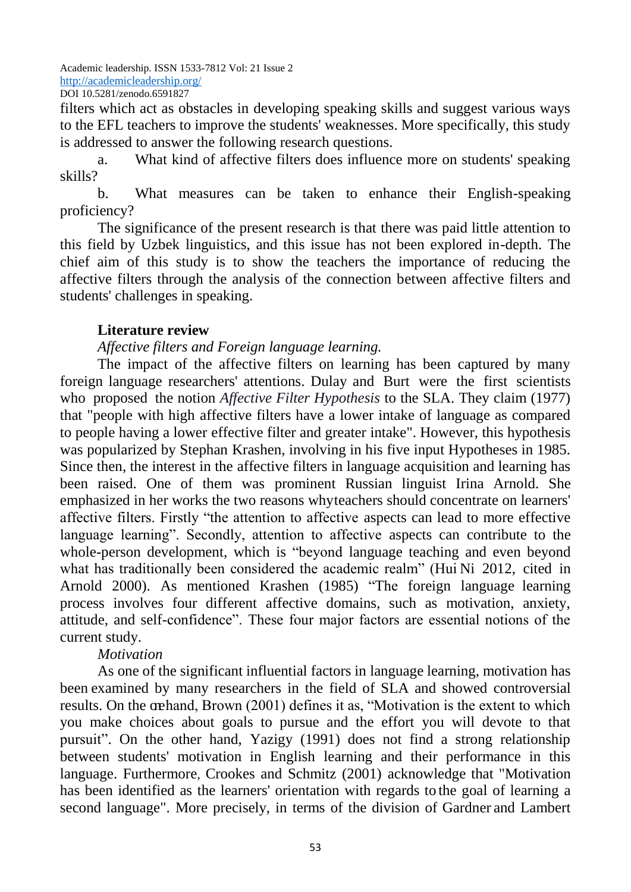filters which act as obstacles in developing speaking skills and suggest various ways to the EFL teachers to improve the students' weaknesses. More specifically, this study is addressed to answer the following research questions.

a. What kind of affective filters does influence more on students' speaking skills?

b. What measures can be taken to enhance their English-speaking proficiency?

The significance of the present research is that there was paid little attention to this field by Uzbek linguistics, and this issue has not been explored in-depth. The chief aim of this study is to show the teachers the importance of reducing the affective filters through the analysis of the connection between affective filters and students' challenges in speaking.

## Literature review

*Affective filters and Foreign language learning.*

The impact of the affective filters on learning has been captured by many foreign language researchers' attentions. Dulay and Burt were the first scientists who proposed the notion *Affective Filter Hypothesis* to the SLA. They claim (1977) that "people with high affective filters have a lower intake of language as compared to people having a lower effective filter and greater intake". However, this hypothesis was popularized by Stephan Krashen, involving in his five input Hypotheses in 1985. Since then, the interest in the affective filters in language acquisition and learning has been raised. One of them was prominent Russian linguist Irina Arnold. She emphasized in her works the two reasons whyteachers should concentrate on learners' affective filters. Firstly "the attention to affective aspects can lead to more effective language learning". Secondly, attention to affective aspects can contribute to the whole-person development, which is "beyond language teaching and even beyond what has traditionally been considered the academic realm" (Hui Ni 2012, cited in Arnold 2000). As mentioned Krashen (1985) "The foreign language learning process involves four different affective domains, such as motivation, anxiety, attitude, and self-confidence". These four major factors are essential notions of the current study.

*Motivation*

As one of the significant influential factors in language learning, motivation has been examined by many researchers in the field of SLA and showed controversial results. On the onehand, Brown (2001) defines it as, "Motivation is the extent to which you make choices about goals to pursue and the effort you will devote to that pursuit". On the other hand, Yazigy (1991) does not find a strong relationship between students' motivation in English learning and their performance in this language. Furthermore, Crookes and Schmitz (2001) acknowledge that "Motivation has been identified as the learners' orientation with regards to the goal of learning a second language". More precisely, in terms of the division of Gardner and Lambert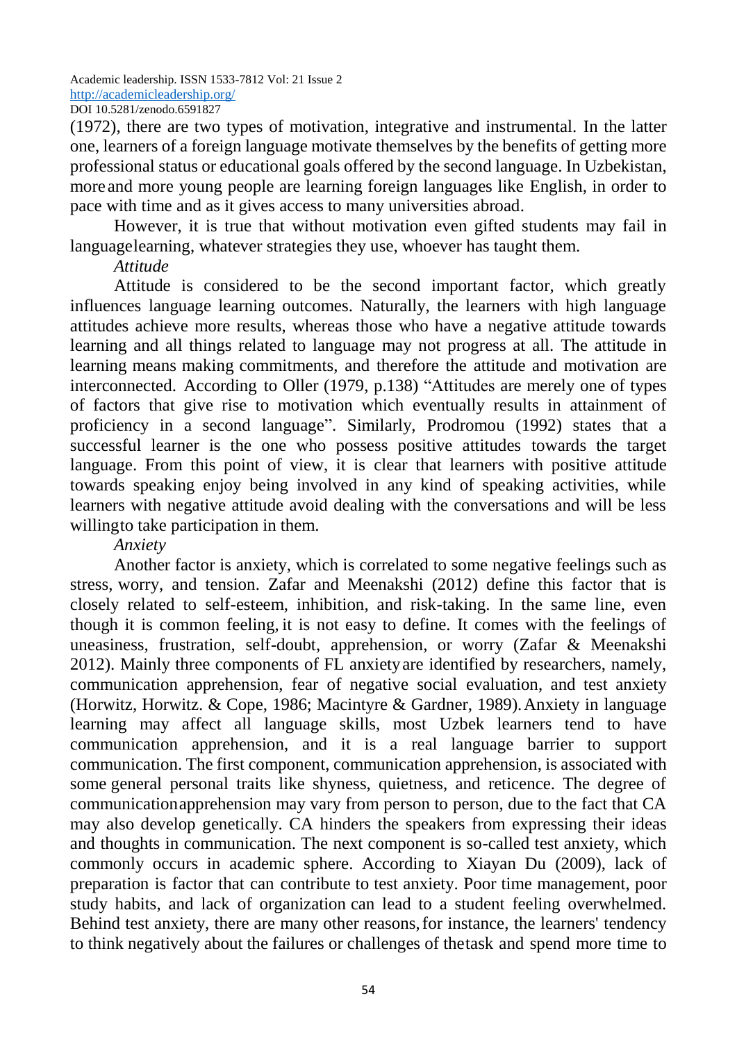(1972), there are two types of motivation, integrative and instrumental. In the latter one, learners of a foreign language motivate themselves by the benefits of getting more professional status or educational goals offered by the second language. In Uzbekistan, more and more young people are learning foreign languages like English, in order to pace with time and as it gives access to many universities abroad.

However, it is true that without motivation even gifted students may fail in languagelearning, whatever strategies they use, whoever has taught them.

*Attitude*

Attitude is considered to be the second important factor, which greatly influences language learning outcomes. Naturally, the learners with high language attitudes achieve more results, whereas those who have a negative attitude towards learning and all things related to language may not progress at all. The attitude in learning means making commitments, and therefore the attitude and motivation are interconnected. According to Oller (1979, p.138) "Attitudes are merely one of types of factors that give rise to motivation which eventually results in attainment of proficiency in a second language". Similarly, Prodromou (1992) states that a successful learner is the one who possess positive attitudes towards the target language. From this point of view, it is clear that learners with positive attitude towards speaking enjoy being involved in any kind of speaking activities, while learners with negative attitude avoid dealing with the conversations and will be less willingto take participation in them.

*Anxiety*

Another factor is anxiety, which is correlated to some negative feelings such as stress, worry, and tension. Zafar and Meenakshi (2012) define this factor that is closely related to self-esteem, inhibition, and risk-taking. In the same line, even though it is common feeling, it is not easy to define. It comes with the feelings of uneasiness, frustration, self-doubt, apprehension, or worry (Zafar & Meenakshi 2012). Mainly three components of FL anxiety are identified by researchers, namely, communication apprehension, fear of negative social evaluation, and test anxiety (Horwitz, Horwitz. & Cope, 1986; Macintyre & Gardner, 1989). Anxiety in language learning may affect all language skills, most Uzbek learners tend to have communication apprehension, and it is a real language barrier to support communication. The first component, communication apprehension, is associated with some general personal traits like shyness, quietness, and reticence. The degree of communicationapprehension may vary from person to person, due to the fact that CA may also develop genetically. CA hinders the speakers from expressing their ideas and thoughts in communication. The next component is so-called test anxiety, which commonly occurs in academic sphere. According to Xiayan Du (2009), lack of preparation is factor that can contribute to test anxiety. Poor time management, poor study habits, and lack of organization can lead to a student feeling overwhelmed. Behind test anxiety, there are many other reasons, for instance, the learners' tendency to think negatively about the failures or challenges of thetask and spend more time to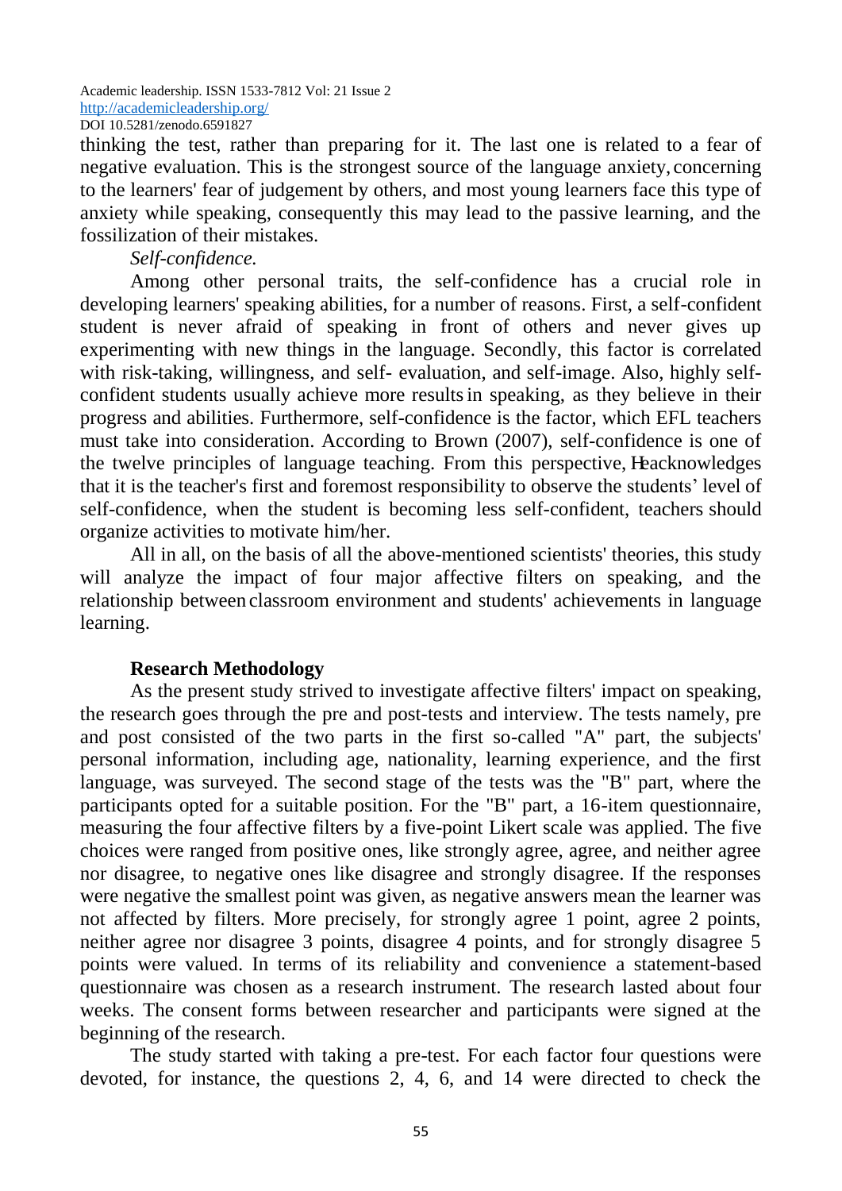thinking the test, rather than preparing for it. The last one is related to a fear of negative evaluation. This is the strongest source of the language anxiety, concerning to the learners' fear of judgement by others, and most young learners face this type of anxiety while speaking, consequently this may lead to the passive learning, and the fossilization of their mistakes.

*Self-confidence.*

Among other personal traits, the self-confidence has a crucial role in developing learners' speaking abilities, for a number of reasons. First, a self-confident student is never afraid of speaking in front of others and never gives up experimenting with new things in the language. Secondly, this factor is correlated with risk-taking, willingness, and self- evaluation, and self-image. Also, highly self-confident students usually achieve more results in speaking, as they believe in their progress and abilities. Furthermore, self-confidence is the factor, which EFL teachers must take into consideration. According to Brown (2007), self-confidence is one of the twelve principles of language teaching. From this perspective, He acknowledges that it is the teacher's first and foremost responsibility to observe the students' level of self-confidence, when the student is becoming less self-confident, teachers should organize activities to motivate him/her.

All in all, on the basis of all the above-mentioned scientists' theories, this study will analyze the impact of four major affective filters on speaking, and the relationship between classroom environment and students' achievements in language learning.

## Research Methodology

As the present study strived to investigate affective filters' impact on speaking, the research goes through the pre and post-tests and interview. The tests namely, pre and post consisted of the two parts in the first so-called "A" part, the subjects' personal information, including age, nationality, learning experience, and the first language, was surveyed. The second stage of the tests was the "B" part, where the participants opted for a suitable position. For the "B" part, a 16-item questionnaire, measuring the four affective filters by a five-point Likert scale was applied. The five choices were ranged from positive ones, like strongly agree, agree, and neither agree nor disagree, to negative ones like disagree and strongly disagree. If the responses were negative the smallest point was given, as negative answers mean the learner was not affected by filters. More precisely, for strongly agree 1 point, agree 2 points, neither agree nor disagree 3 points, disagree 4 points, and for strongly disagree 5 points were valued. In terms of its reliability and convenience a statement-based questionnaire was chosen as a research instrument. The research lasted about four weeks. The consent forms between researcher and participants were signed at the beginning of the research.

The study started with taking a pre-test. For each factor four questions were devoted, for instance, the questions 2, 4, 6, and 14 were directed to check the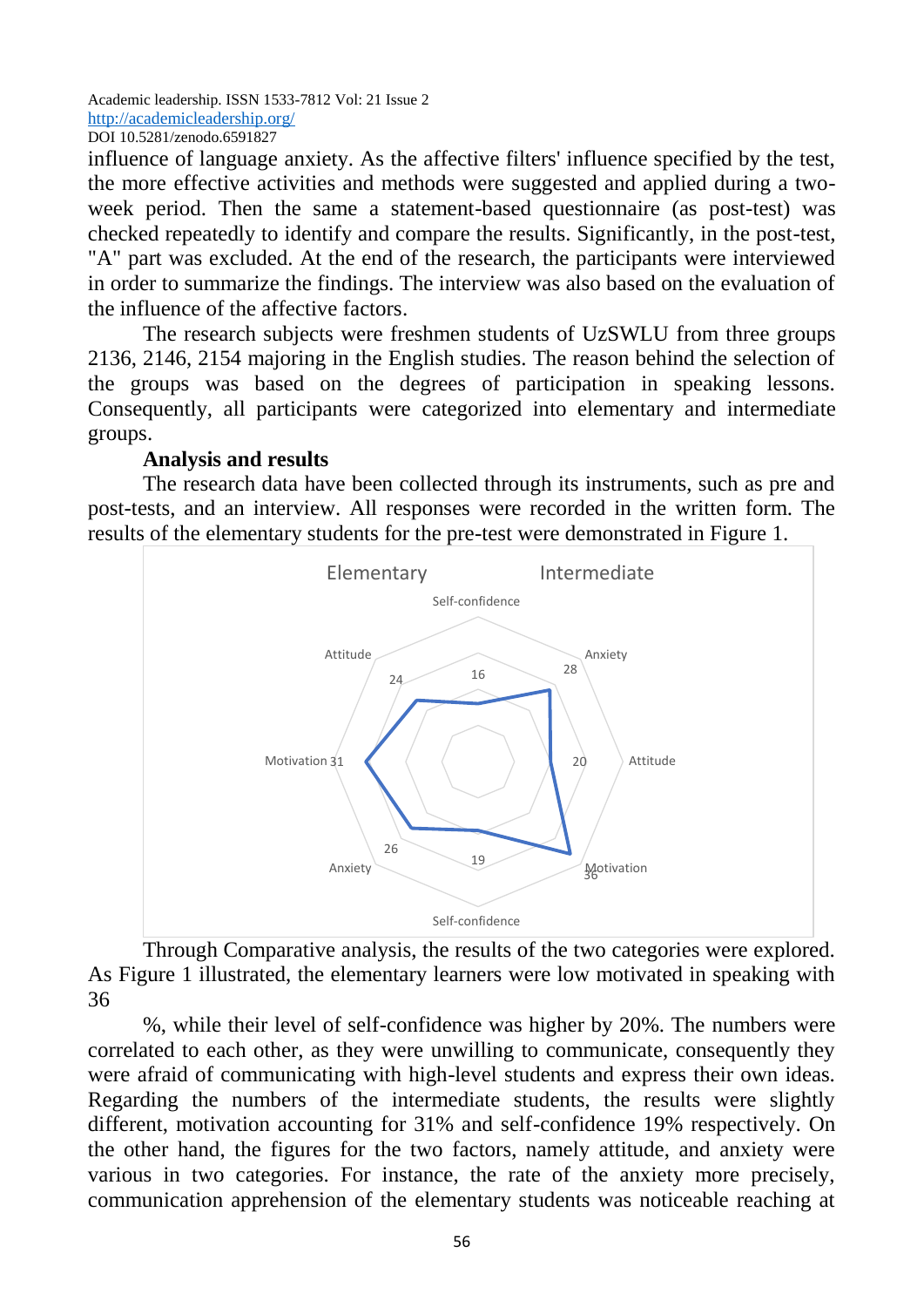influence of language anxiety. As the affective filters' influence specified by the test, the more effective activities and methods were suggested and applied during a two-week period. Then the same a statement-based questionnaire (as post-test) was checked repeatedly to identify and compare the results. Significantly, in the post-test, "A" part was excluded. At the end of the research, the participants were interviewed in order to summarize the findings. The interview was also based on the evaluation of the influence of the affective factors.

The research subjects were freshmen students of UzSWLU from three groups 2136, 2146, 2154 majoring in the English studies. The reason behind the selection of the groups was based on the degrees of participation in speaking lessons. Consequently, all participants were categorized into elementary and intermediate groups.

**Analysis and results**

The research data have been collected through its instruments, such as pre and post-tests, and an interview. All responses were recorded in the written form. The results of the elementary students for the pre-test were demonstrated in Figure 1.

Elementary Intermediate

Self-confidence, Anxiety 28, Attitude 20, Motivation 36, Self-confidence 19, Anxiety 26, Motivation 31, Attitude 24, 16

Through Comparative analysis, the results of the two categories were explored. As Figure 1 illustrated, the elementary learners were low motivated in speaking with 36

%, while their level of self-confidence was higher by 20%. The numbers were correlated to each other, as they were unwilling to communicate, consequently they were afraid of communicating with high-level students and express their own ideas. Regarding the numbers of the intermediate students, the results were slightly different, motivation accounting for 31% and self-confidence 19% respectively. On the other hand, the figures for the two factors, namely attitude, and anxiety were various in two categories. For instance, the rate of the anxiety more precisely, communication apprehension of the elementary students was noticeable reaching at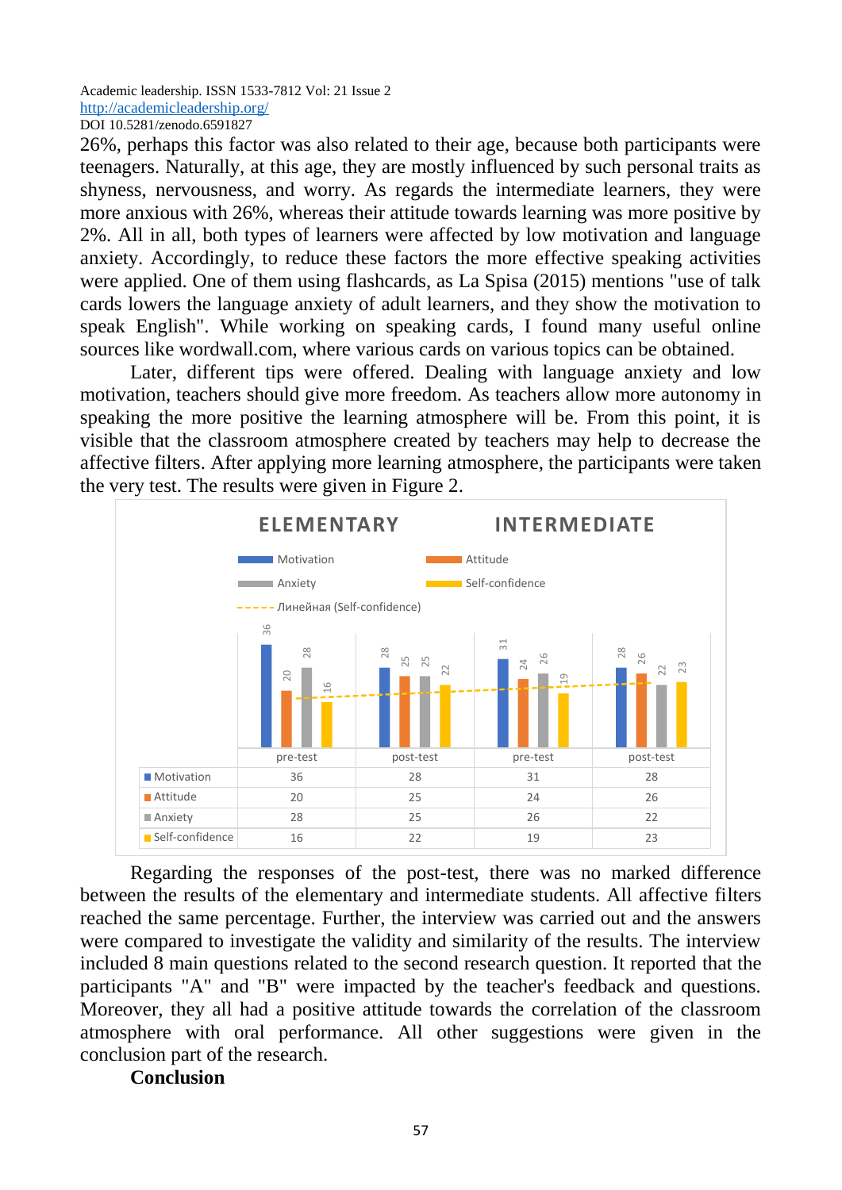26%, perhaps this factor was also related to their age, because both participants were teenagers. Naturally, at this age, they are mostly influenced by such personal traits as shyness, nervousness, and worry. As regards the intermediate learners, they were more anxious with 26%, whereas their attitude towards learning was more positive by 2%. All in all, both types of learners were affected by low motivation and language anxiety. Accordingly, to reduce these factors the more effective speaking activities were applied. One of them using flashcards, as La Spisa (2015) mentions "use of talk cards lowers the language anxiety of adult learners, and they show the motivation to speak English". While working on speaking cards, I found many useful online sources like wordwall.com, where various cards on various topics can be obtained.

Later, different tips were offered. Dealing with language anxiety and low motivation, teachers should give more freedom. As teachers allow more autonomy in speaking the more positive the learning atmosphere will be. From this point, it is visible that the classroom atmosphere created by teachers may help to decrease the affective filters. After applying more learning atmosphere, the participants were taken the very test. The results were given in Figure 2.

| | ELEMENTARY | | INTERMEDIATE | |
|---|---|---|---|---|
| | pre-test | post-test | pre-test | post-test |
| Motivation | 36 | 28 | 31 | 28 |
| Attitude | 20 | 25 | 24 | 26 |
| Anxiety | 28 | 25 | 26 | 22 |
| Self-confidence | 16 | 22 | 19 | 23 |

Regarding the responses of the post-test, there was no marked difference between the results of the elementary and intermediate students. All affective filters reached the same percentage. Further, the interview was carried out and the answers were compared to investigate the validity and similarity of the results. The interview included 8 main questions related to the second research question. It reported that the participants "A" and "B" were impacted by the teacher's feedback and questions. Moreover, they all had a positive attitude towards the correlation of the classroom atmosphere with oral performance. All other suggestions were given in the conclusion part of the research.

**Conclusion**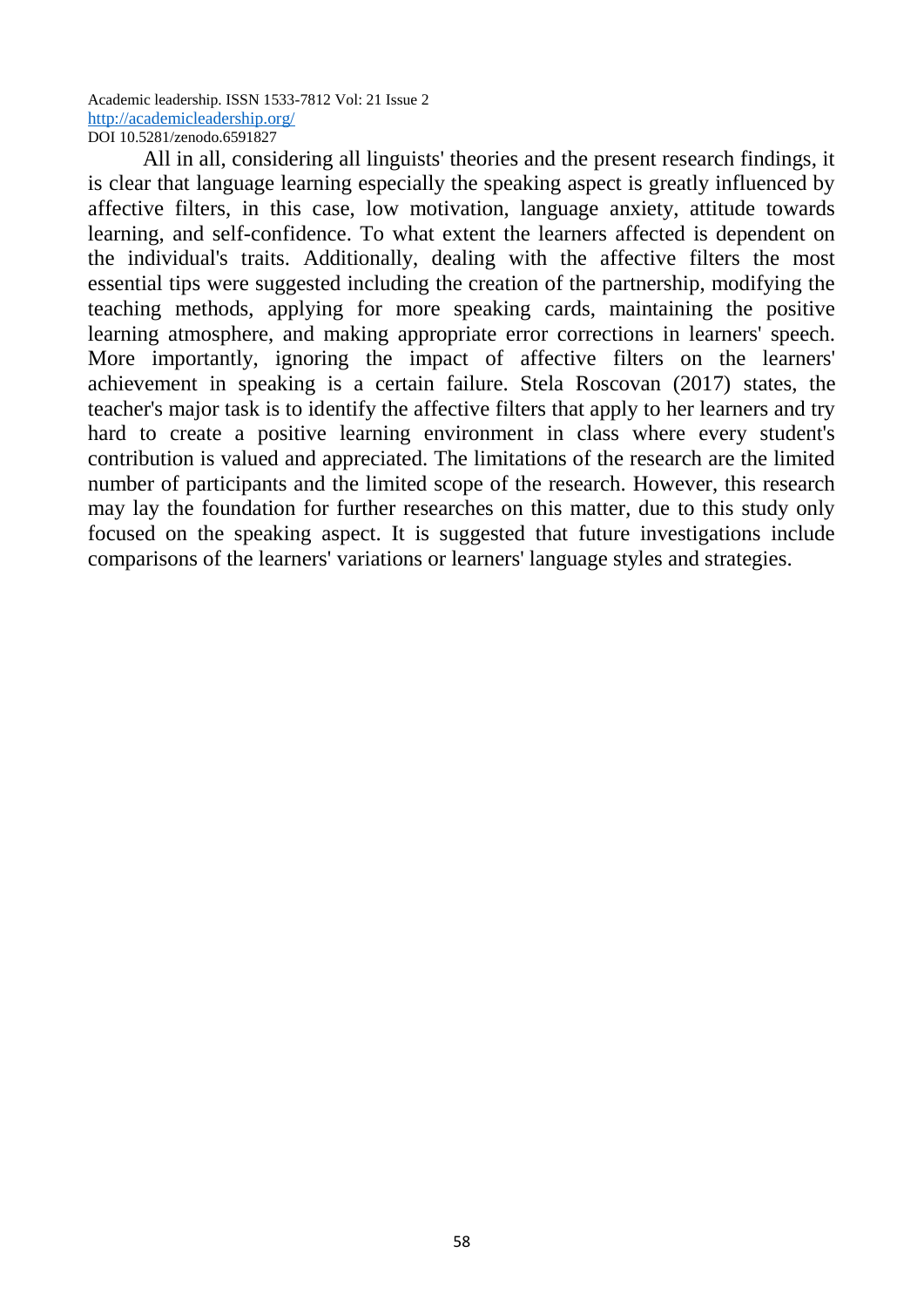All in all, considering all linguists' theories and the present research findings, it is clear that language learning especially the speaking aspect is greatly influenced by affective filters, in this case, low motivation, language anxiety, attitude towards learning, and self-confidence. To what extent the learners affected is dependent on the individual's traits. Additionally, dealing with the affective filters the most essential tips were suggested including the creation of the partnership, modifying the teaching methods, applying for more speaking cards, maintaining the positive learning atmosphere, and making appropriate error corrections in learners' speech. More importantly, ignoring the impact of affective filters on the learners' achievement in speaking is a certain failure. Stela Roscovan (2017) states, the teacher's major task is to identify the affective filters that apply to her learners and try hard to create a positive learning environment in class where every student's contribution is valued and appreciated. The limitations of the research are the limited number of participants and the limited scope of the research. However, this research may lay the foundation for further researches on this matter, due to this study only focused on the speaking aspect. It is suggested that future investigations include comparisons of the learners' variations or learners' language styles and strategies.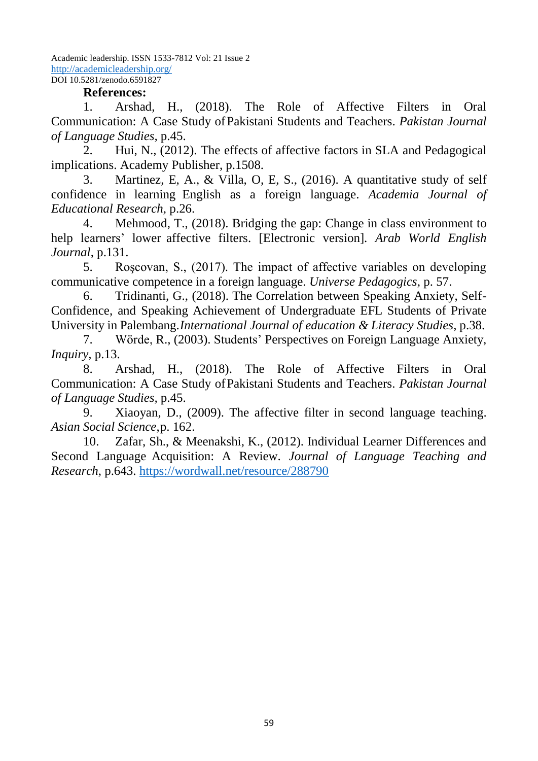**References:**

1. Arshad, H., (2018). The Role of Affective Filters in Oral Communication: A Case Study of Pakistani Students and Teachers. *Pakistan Journal of Language Studies,* p.45.
2. Hui, N., (2012). The effects of affective factors in SLA and Pedagogical implications. Academy Publisher, p.1508.
3. Martinez, E, A., & Villa, O, E, S., (2016). A quantitative study of self confidence in learning English as a foreign language. *Academia Journal of Educational Research,* p.26.
4. Mehmood, T., (2018). Bridging the gap: Change in class environment to help learners' lower affective filters. [Electronic version]. *Arab World English Journal*, p.131.
5. Roşcovan, S., (2017). The impact of affective variables on developing communicative competence in a foreign language. *Universe Pedagogics*, p. 57.
6. Tridinanti, G., (2018). The Correlation between Speaking Anxiety, Self-Confidence, and Speaking Achievement of Undergraduate EFL Students of Private University in Palembang.*International Journal of education & Literacy Studies*, p.38.
7. Wörde, R., (2003). Students' Perspectives on Foreign Language Anxiety, *Inquiry,* p.13.
8. Arshad, H., (2018). The Role of Affective Filters in Oral Communication: A Case Study of Pakistani Students and Teachers. *Pakistan Journal of Language Studies,* p.45.
9. Xiaoyan, D., (2009). The affective filter in second language teaching. *Asian Social Science*,p. 162.
10. Zafar, Sh., & Meenakshi, K., (2012). Individual Learner Differences and Second Language Acquisition: A Review. *Journal of Language Teaching and Research*, p.643. https://wordwall.net/resource/288790